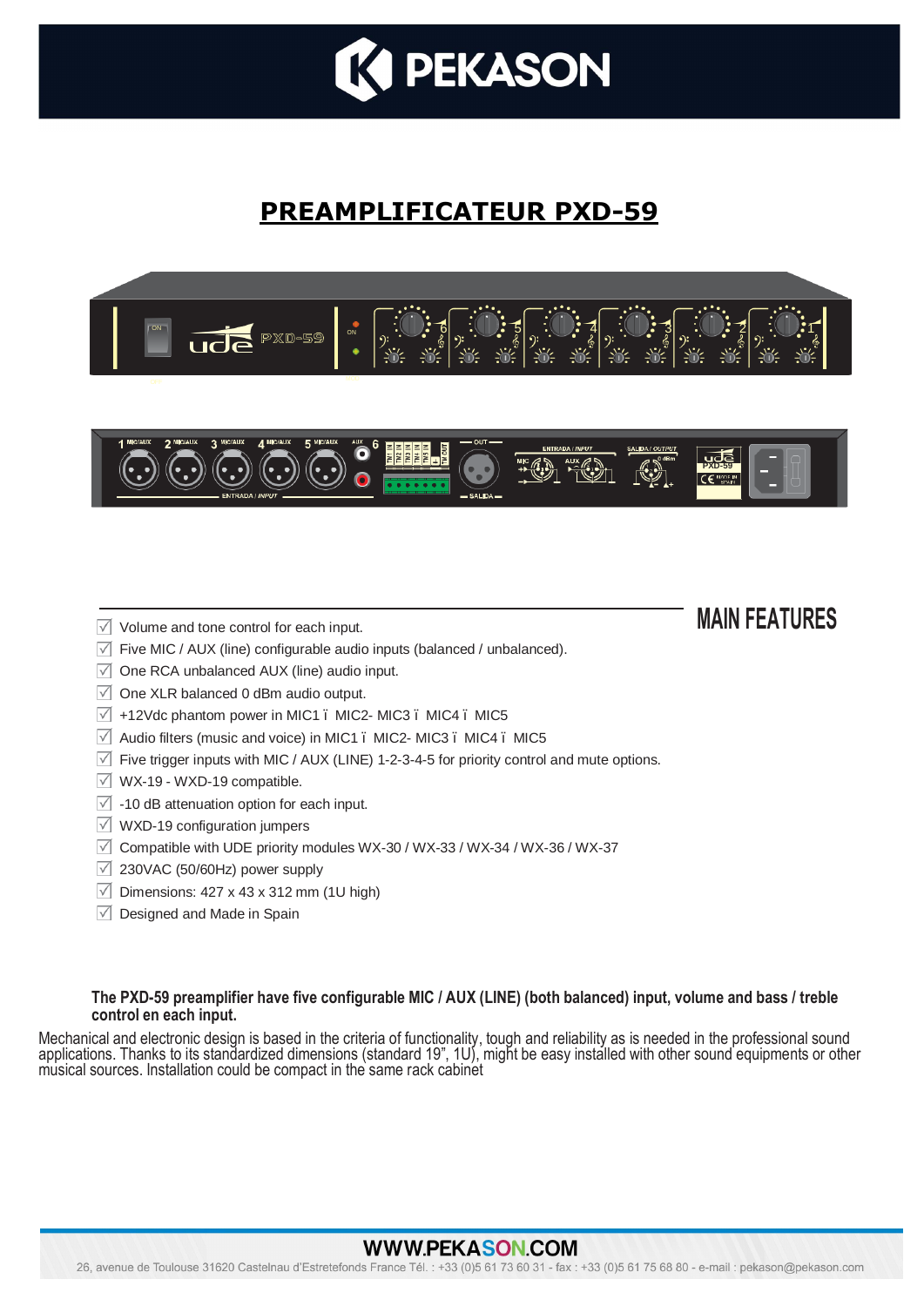# PREAMPLIFICATEUR PXD-59

## MAIN FEATURES

- Volume and tone control for each input.
- Five MIC / AUX (line) configurable audio inputs (balanced / unbalanced).
- One RCA unbalanced AUX (line) audio input.
- One XLR balanced 0 dBm audio output.
- +12Vdc phantom power in MIC1 ï MIC2- MIC3 ï MIC4 ï MIC5
- Audio filters (music and voice) in MIC1 ï MIC2- MIC3 ï MIC4 ï MIC5
- Five trigger inputs with MIC / AUX (LINE) 1-2-3-4-5 for priority control and mute options.
- WX-19 - WXD-19 compatible.
- -10 dB attenuation option for each input.
- WXD-19 configuration jumpers
- Compatible with UDE priority modules WX-30 / WX-33 / WX-34 / WX-36 / WX-37
- 230VAC (50/60Hz) power supply
- Dimensions: 427 x 43 x 312 mm (1U high)
- Designed and Made in Spain

**The PXD-59 preamplifier have five configurable MIC / AUX (LINE) (both balanced) input, volume and bass / treble control en each input.**

Mechanical and electronic design is based in the criteria of functionality, tough and reliability as is needed in the professional sound applications. Thanks to its standardized dimensions (standard 19", 1U), might be easy installed with other sound equipments or other musical sources. Installation could be compact in the same rack cabinet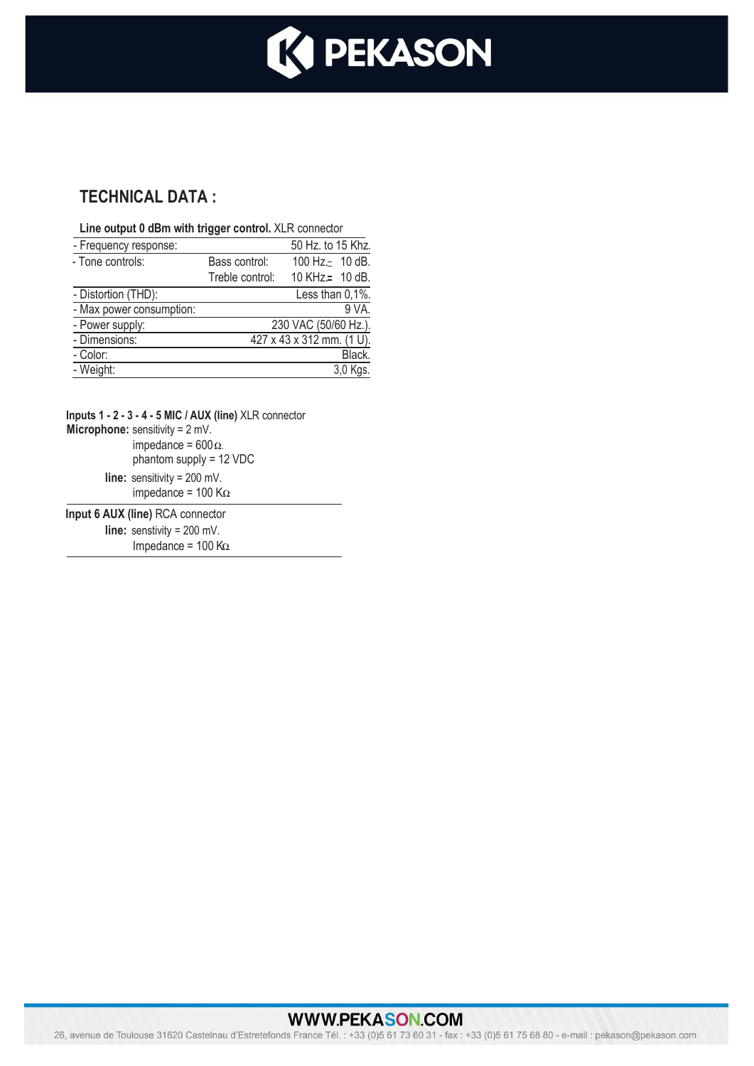## TECHNICAL DATA :

**Line output 0 dBm with trigger control.** XLR connector

| | | |
|---|---|---|
| - Frequency response: | | 50 Hz. to 15 Khz. |
| - Tone controls: | Bass control: | 100 Hz.± 10 dB. |
| | Treble control: | 10 KHz.± 10 dB. |
| - Distortion (THD): | | Less than 0,1%. |
| - Max power consumption: | | 9 VA. |
| - Power supply: | | 230 VAC (50/60 Hz.). |
| - Dimensions: | | 427 x 43 x 312 mm. (1 U). |
| - Color: | | Black. |
| - Weight: | | 3,0 Kgs. |

**Inputs 1 - 2 - 3 - 4 - 5 MIC / AUX (line)** XLR connector

**Microphone:** sensitivity = 2 mV.
impedance = 600 Ω.
phantom supply = 12 VDC

**line:** sensitivity = 200 mV.
impedance = 100 KΩ

**Input 6 AUX (line)** RCA connector

**line:** senstivity = 200 mV.
Impedance = 100 KΩ